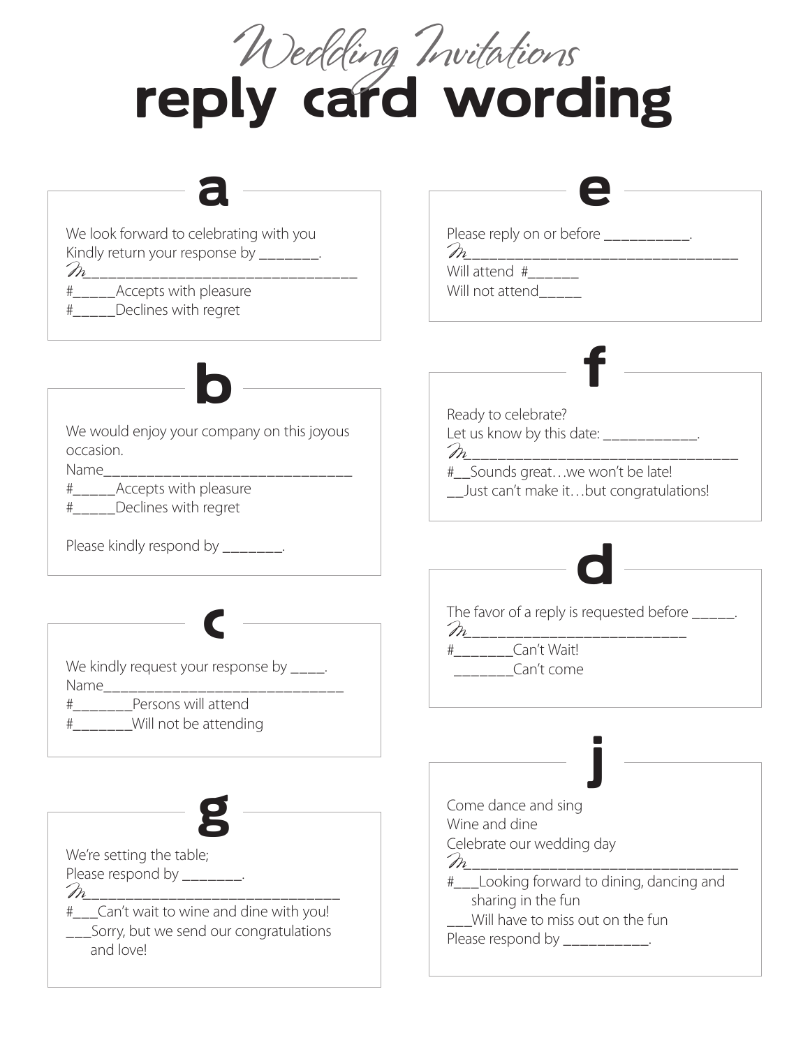# Wedding Invitations
# reply card wording

## a

We look forward to celebrating with you
Kindly return your response by _______.
M________________________________
#_____Accepts with pleasure
#_____Declines with regret

## b

We would enjoy your company on this joyous occasion.
Name______________________________
#_____Accepts with pleasure
#_____Declines with regret

Please kindly respond by _______.

## c

We kindly request your response by ____.
Name______________________________
#_______Persons will attend
#_______Will not be attending

## g

We're setting the table;
Please respond by _______.
M______________________________
#___Can't wait to wine and dine with you!
___Sorry, but we send our congratulations and love!

## e

Please reply on or before __________.
M________________________________
Will attend #______
Will not attend_____

## f

Ready to celebrate?
Let us know by this date: ___________.
M________________________________
#__Sounds great…we won't be late!
__Just can't make it…but congratulations!

## d

The favor of a reply is requested before _____.
M__________________________
#_______Can't Wait!
_______Can't come

## j

Come dance and sing
Wine and dine
Celebrate our wedding day
M________________________________
#___Looking forward to dining, dancing and sharing in the fun
___Will have to miss out on the fun
Please respond by __________.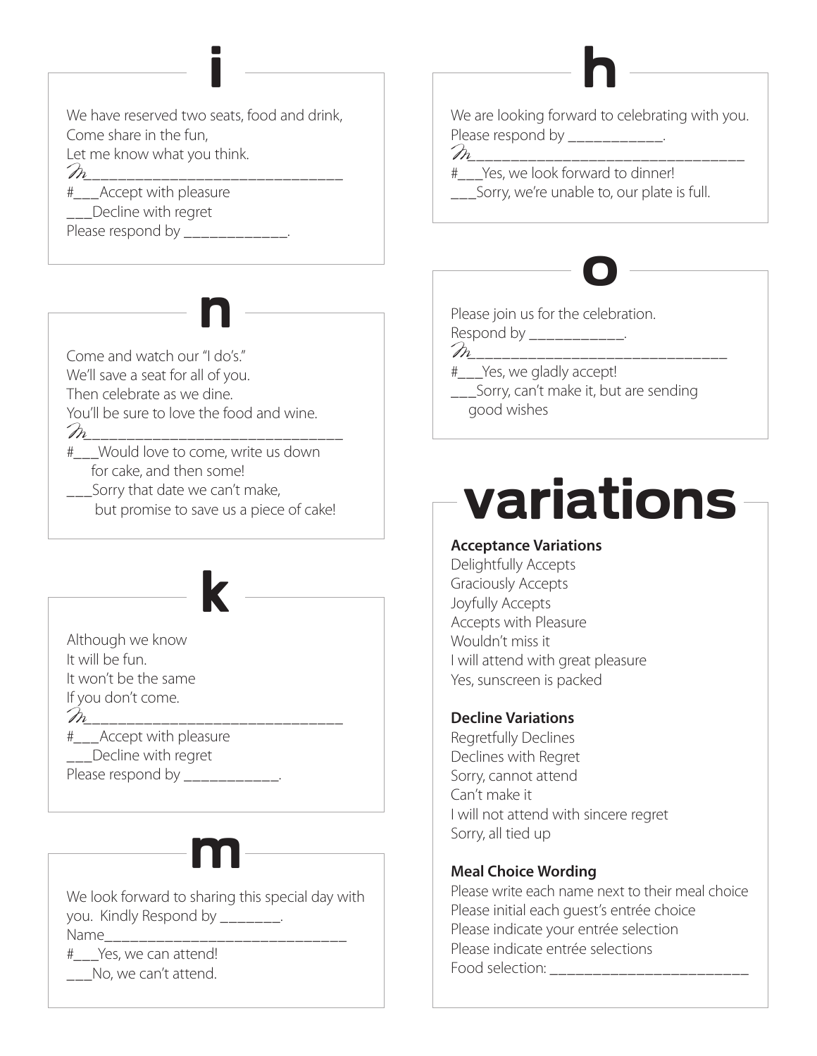## i

We have reserved two seats, food and drink,
Come share in the fun,
Let me know what you think.

M_______________________________

#___Accept with pleasure
___Decline with regret
Please respond by _____________.

## n

Come and watch our "I do's."
We'll save a seat for all of you.
Then celebrate as we dine.
You'll be sure to love the food and wine.

M_______________________________

#___Would love to come, write us down
for cake, and then some!
___Sorry that date we can't make,
but promise to save us a piece of cake!

## k

Although we know
It will be fun.
It won't be the same
If you don't come.

M_______________________________

#___Accept with pleasure
___Decline with regret
Please respond by ____________.

## m

We look forward to sharing this special day with you. Kindly Respond by ________.
Name______________________________
#___Yes, we can attend!
___No, we can't attend.

## h

We are looking forward to celebrating with you.
Please respond by ____________.

M___________________________________

#___Yes, we look forward to dinner!
___Sorry, we're unable to, our plate is full.

## o

Please join us for the celebration.
Respond by ____________.

M________________________________

#___Yes, we gladly accept!
___Sorry, can't make it, but are sending
good wishes

## variations

**Acceptance Variations**
Delightfully Accepts
Graciously Accepts
Joyfully Accepts
Accepts with Pleasure
Wouldn't miss it
I will attend with great pleasure
Yes, sunscreen is packed

**Decline Variations**
Regretfully Declines
Declines with Regret
Sorry, cannot attend
Can't make it
I will not attend with sincere regret
Sorry, all tied up

**Meal Choice Wording**
Please write each name next to their meal choice
Please initial each guest's entrée choice
Please indicate your entrée selection
Please indicate entrée selections
Food selection: ________________________